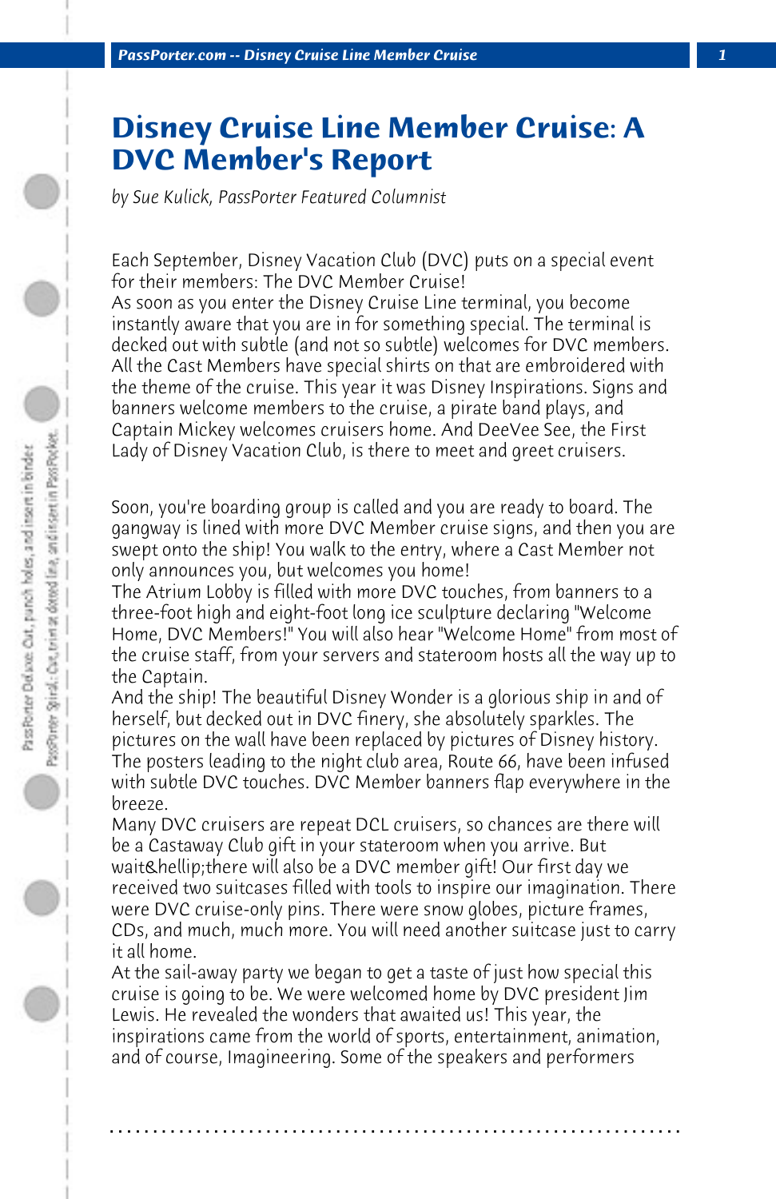# Disney Cruise Line Member Cruise: A DVC Member's Report

*by Sue Kulick, PassPorter Featured Columnist*

Each September, Disney Vacation Club (DVC) puts on a special event for their members: The DVC Member Cruise!
As soon as you enter the Disney Cruise Line terminal, you become instantly aware that you are in for something special. The terminal is decked out with subtle (and not so subtle) welcomes for DVC members. All the Cast Members have special shirts on that are embroidered with the theme of the cruise. This year it was Disney Inspirations. Signs and banners welcome members to the cruise, a pirate band plays, and Captain Mickey welcomes cruisers home. And DeeVee See, the First Lady of Disney Vacation Club, is there to meet and greet cruisers.

Soon, you're boarding group is called and you are ready to board. The gangway is lined with more DVC Member cruise signs, and then you are swept onto the ship! You walk to the entry, where a Cast Member not only announces you, but welcomes you home!
The Atrium Lobby is filled with more DVC touches, from banners to a three-foot high and eight-foot long ice sculpture declaring "Welcome Home, DVC Members!" You will also hear "Welcome Home" from most of the cruise staff, from your servers and stateroom hosts all the way up to the Captain.
And the ship! The beautiful Disney Wonder is a glorious ship in and of herself, but decked out in DVC finery, she absolutely sparkles. The pictures on the wall have been replaced by pictures of Disney history. The posters leading to the night club area, Route 66, have been infused with subtle DVC touches. DVC Member banners flap everywhere in the breeze.
Many DVC cruisers are repeat DCL cruisers, so chances are there will be a Castaway Club gift in your stateroom when you arrive. But wait&hellip;there will also be a DVC member gift! Our first day we received two suitcases filled with tools to inspire our imagination. There were DVC cruise-only pins. There were snow globes, picture frames, CDs, and much, much more. You will need another suitcase just to carry it all home.
At the sail-away party we began to get a taste of just how special this cruise is going to be. We were welcomed home by DVC president Jim Lewis. He revealed the wonders that awaited us! This year, the inspirations came from the world of sports, entertainment, animation, and of course, Imagineering. Some of the speakers and performers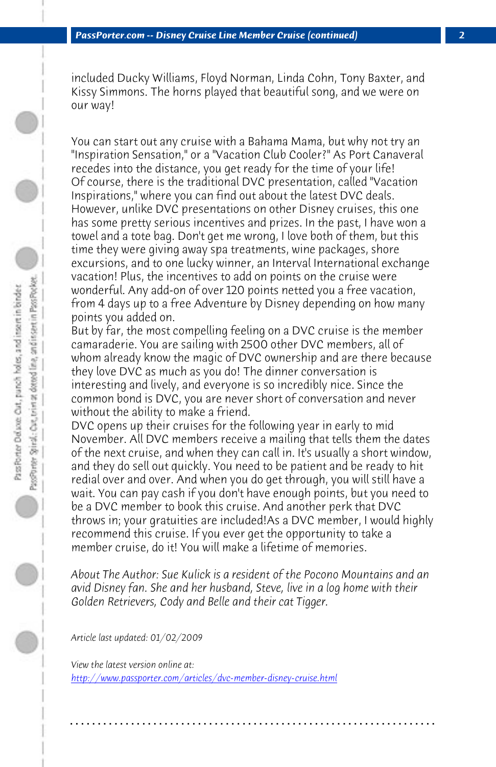included Ducky Williams, Floyd Norman, Linda Cohn, Tony Baxter, and Kissy Simmons. The horns played that beautiful song, and we were on our way!

You can start out any cruise with a Bahama Mama, but why not try an "Inspiration Sensation," or a "Vacation Club Cooler?" As Port Canaveral recedes into the distance, you get ready for the time of your life!
Of course, there is the traditional DVC presentation, called "Vacation Inspirations," where you can find out about the latest DVC deals. However, unlike DVC presentations on other Disney cruises, this one has some pretty serious incentives and prizes. In the past, I have won a towel and a tote bag. Don't get me wrong, I love both of them, but this time they were giving away spa treatments, wine packages, shore excursions, and to one lucky winner, an Interval International exchange vacation! Plus, the incentives to add on points on the cruise were wonderful. Any add-on of over 120 points netted you a free vacation, from 4 days up to a free Adventure by Disney depending on how many points you added on.
But by far, the most compelling feeling on a DVC cruise is the member camaraderie. You are sailing with 2500 other DVC members, all of whom already know the magic of DVC ownership and are there because they love DVC as much as you do! The dinner conversation is interesting and lively, and everyone is so incredibly nice. Since the common bond is DVC, you are never short of conversation and never without the ability to make a friend.
DVC opens up their cruises for the following year in early to mid November. All DVC members receive a mailing that tells them the dates of the next cruise, and when they can call in. It's usually a short window, and they do sell out quickly. You need to be patient and be ready to hit redial over and over. And when you do get through, you will still have a wait. You can pay cash if you don't have enough points, but you need to be a DVC member to book this cruise. And another perk that DVC throws in; your gratuities are included!As a DVC member, I would highly recommend this cruise. If you ever get the opportunity to take a member cruise, do it! You will make a lifetime of memories.

*About The Author: Sue Kulick is a resident of the Pocono Mountains and an avid Disney fan. She and her husband, Steve, live in a log home with their Golden Retrievers, Cody and Belle and their cat Tigger.*

*Article last updated: 01/02/2009*

*View the latest version online at:*
[http://www.passporter.com/articles/dvc-member-disney-cruise.html](http://www.passporter.com/articles/dvc-member-disney-cruise.html)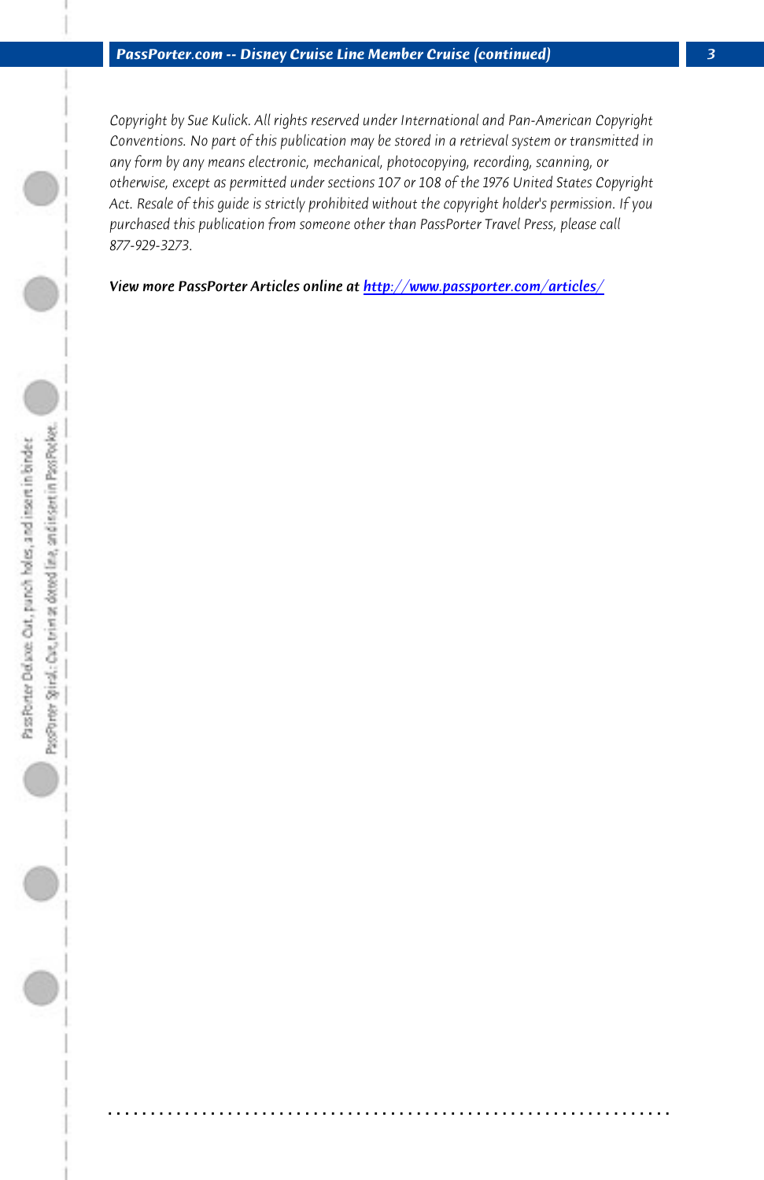*Copyright by Sue Kulick. All rights reserved under International and Pan-American Copyright Conventions. No part of this publication may be stored in a retrieval system or transmitted in any form by any means electronic, mechanical, photocopying, recording, scanning, or otherwise, except as permitted under sections 107 or 108 of the 1976 United States Copyright Act. Resale of this guide is strictly prohibited without the copyright holder's permission. If you purchased this publication from someone other than PassPorter Travel Press, please call 877-929-3273.*

***View more PassPorter Articles online at [http://www.passporter.com/articles/](http://www.passporter.com/articles/)***